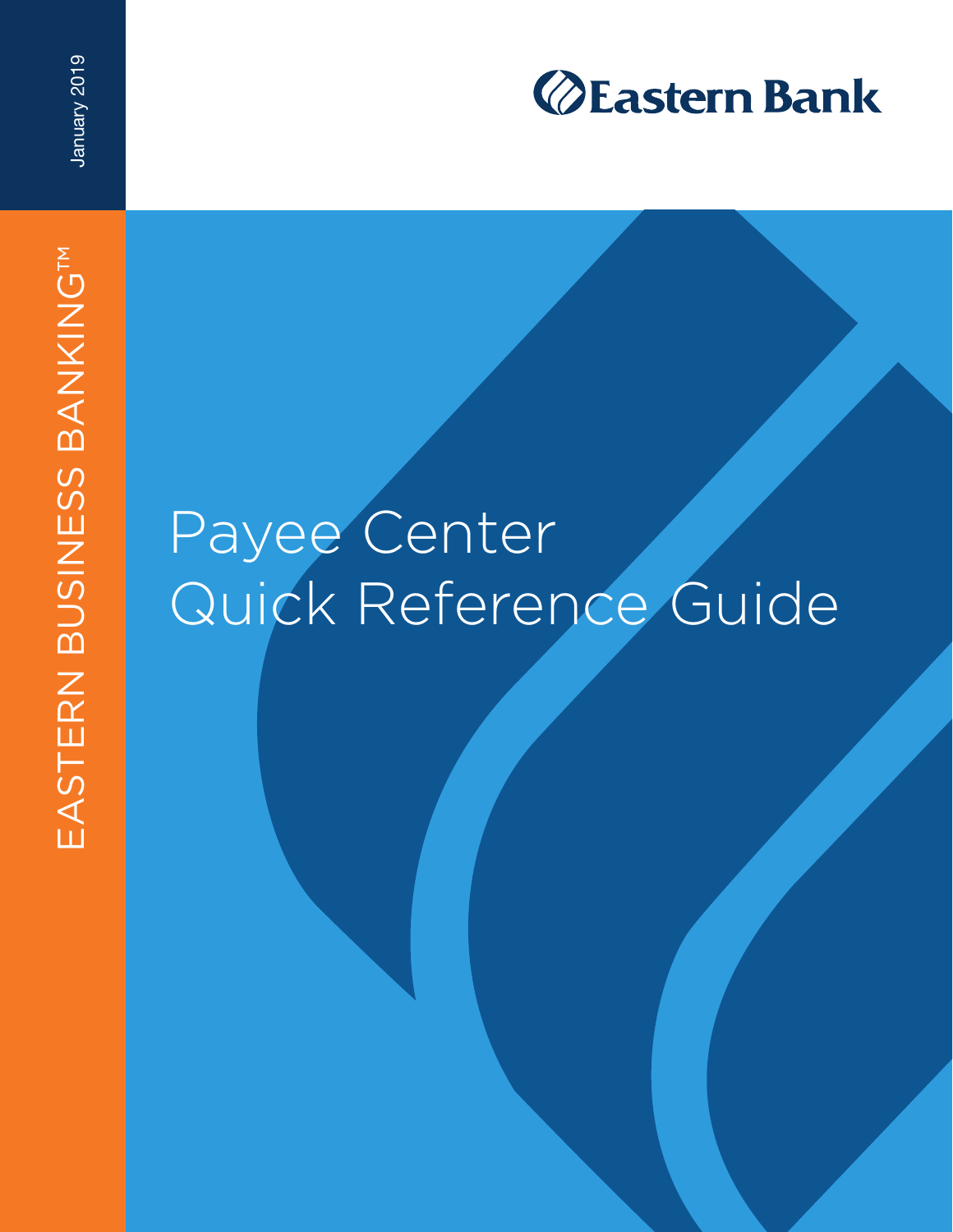January 2019

EASTERN BUSINESS BANKING™

Eastern Bank

# Payee Center Quick Reference Guide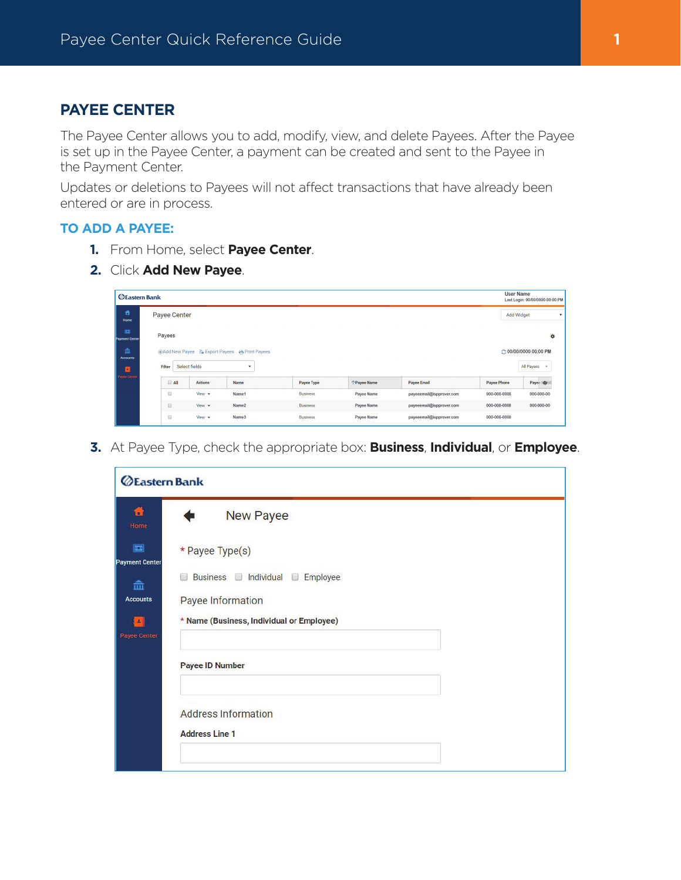## PAYEE CENTER

The Payee Center allows you to add, modify, view, and delete Payees. After the Payee is set up in the Payee Center, a payment can be created and sent to the Payee in the Payment Center.

Updates or deletions to Payees will not affect transactions that have already been entered or are in process.

### TO ADD A PAYEE:

1. From Home, select **Payee Center**.
2. Click **Add New Payee**.
3. At Payee Type, check the appropriate box: **Business**, **Individual**, or **Employee**.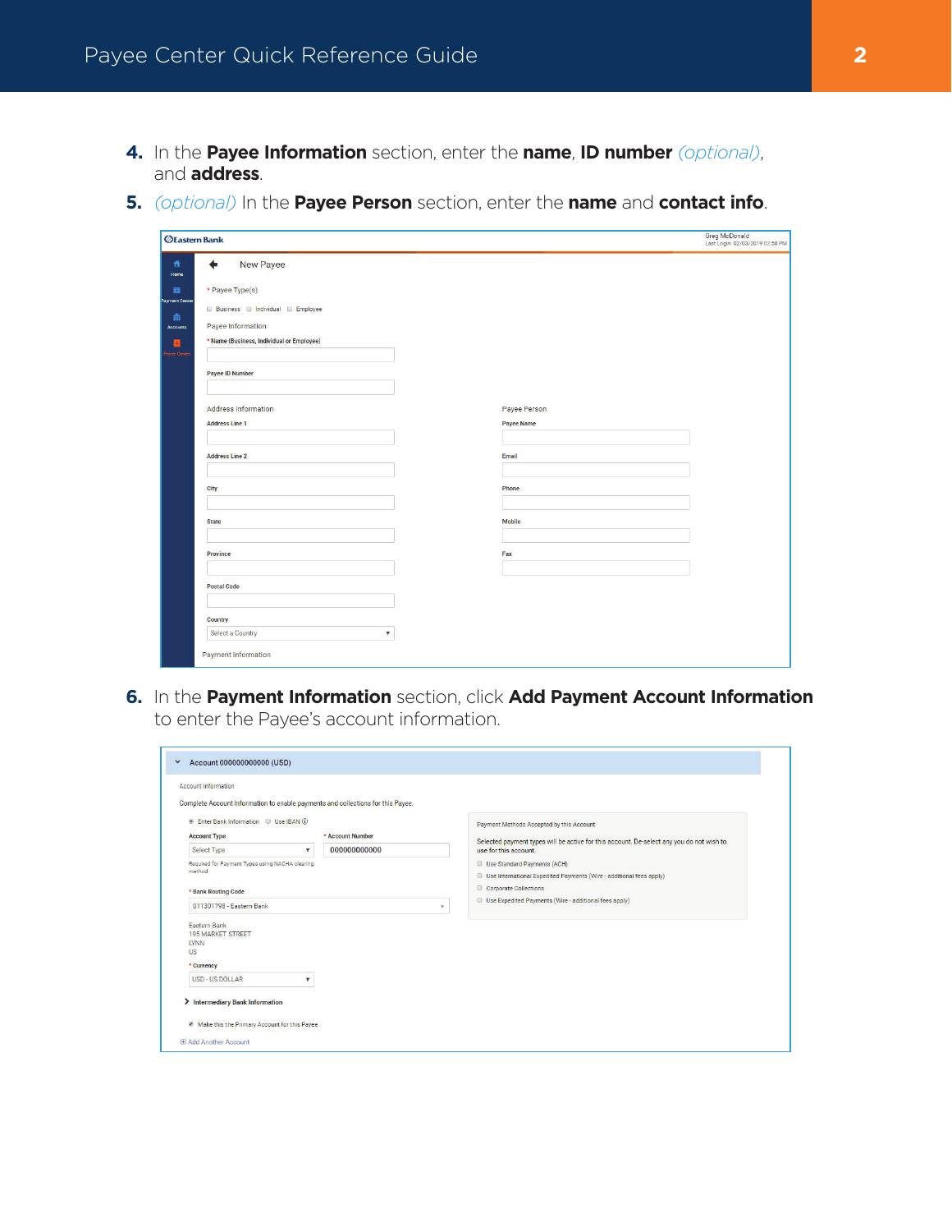4. In the **Payee Information** section, enter the **name**, **ID number** *(optional)*, and **address**.
5. *(optional)* In the **Payee Person** section, enter the **name** and **contact info**.

6. In the **Payment Information** section, click **Add Payment Account Information** to enter the Payee's account information.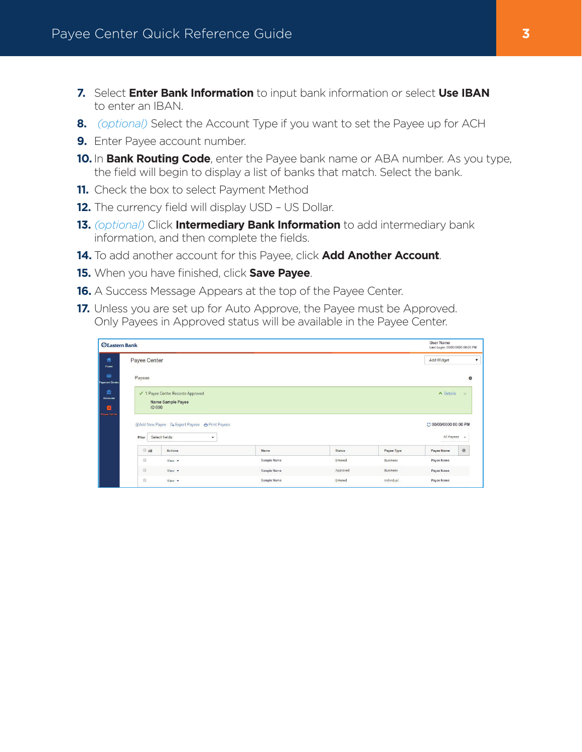7. Select **Enter Bank Information** to input bank information or select **Use IBAN** to enter an IBAN.
8. *(optional)* Select the Account Type if you want to set the Payee up for ACH
9. Enter Payee account number.
10. In **Bank Routing Code**, enter the Payee bank name or ABA number. As you type, the field will begin to display a list of banks that match. Select the bank.
11. Check the box to select Payment Method
12. The currency field will display USD – US Dollar.
13. *(optional)* Click **Intermediary Bank Information** to add intermediary bank information, and then complete the fields.
14. To add another account for this Payee, click **Add Another Account**.
15. When you have finished, click **Save Payee**.
16. A Success Message Appears at the top of the Payee Center.
17. Unless you are set up for Auto Approve, the Payee must be Approved. Only Payees in Approved status will be available in the Payee Center.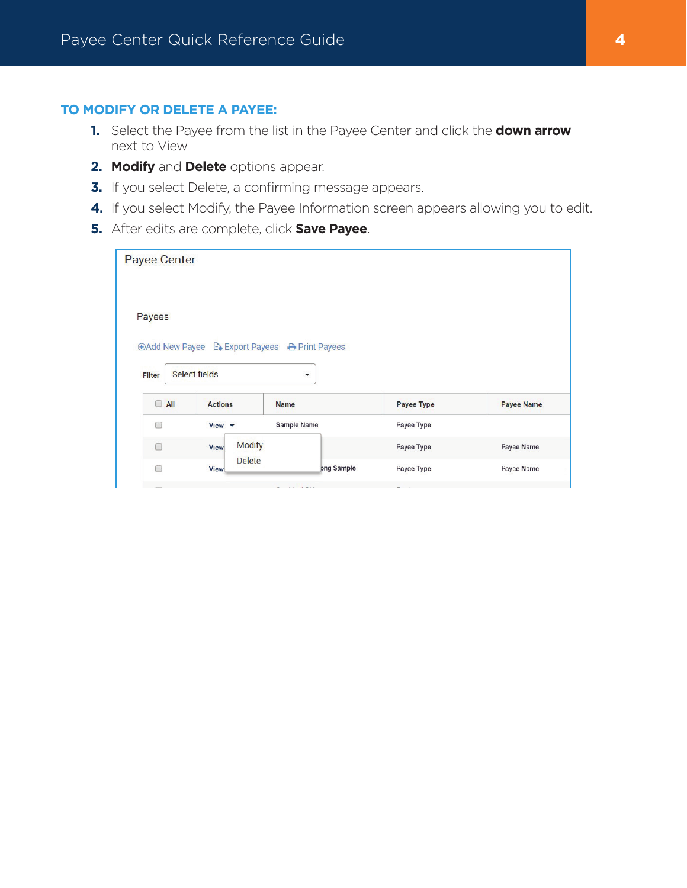### TO MODIFY OR DELETE A PAYEE:

1. Select the Payee from the list in the Payee Center and click the **down arrow** next to View
2. **Modify** and **Delete** options appear.
3. If you select Delete, a confirming message appears.
4. If you select Modify, the Payee Information screen appears allowing you to edit.
5. After edits are complete, click **Save Payee**.